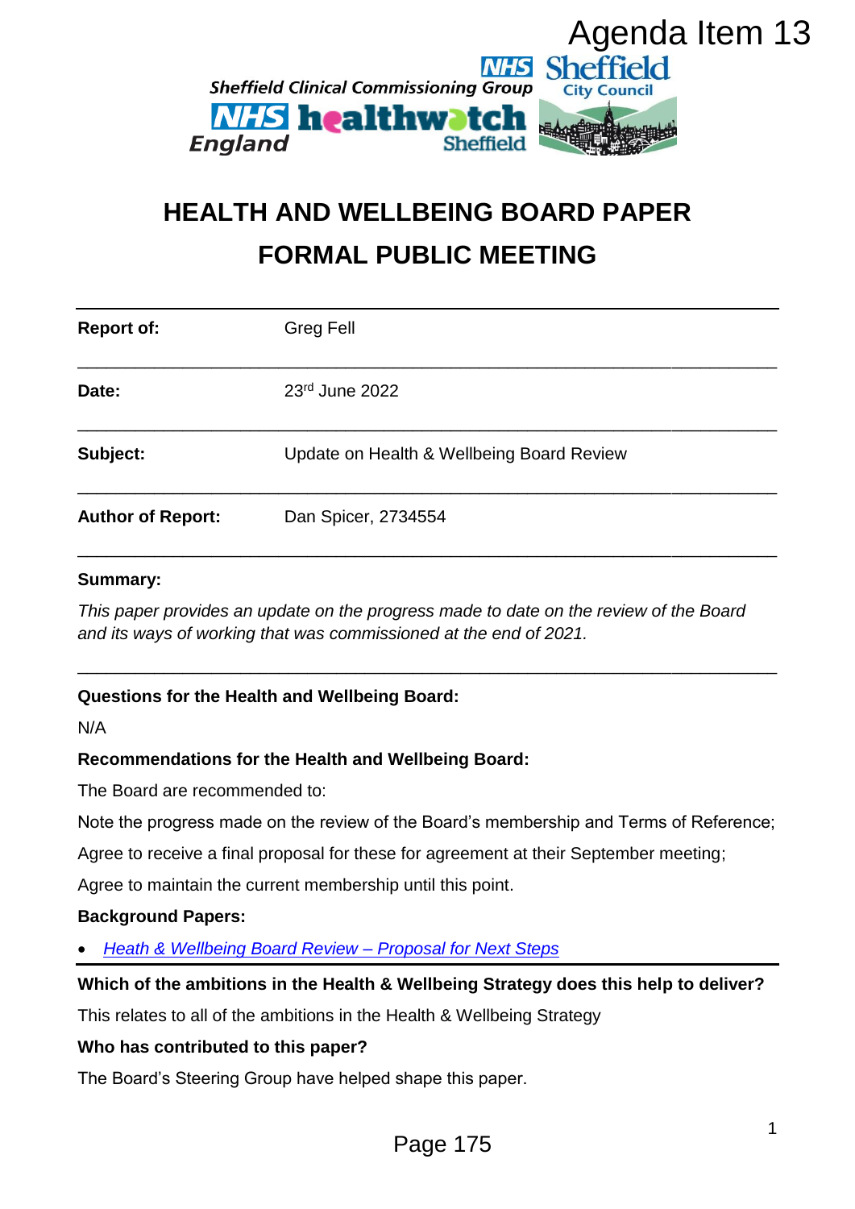Agenda Item 13

Sheffield Clinical Commissioning Group | Sheffield City Council | NHS England | healthwatch Sheffield

# HEALTH AND WELLBEING BOARD PAPER

# FORMAL PUBLIC MEETING

| | |
|---|---|
| **Report of:** | Greg Fell |
| **Date:** | 23rd June 2022 |
| **Subject:** | Update on Health & Wellbeing Board Review |
| **Author of Report:** | Dan Spicer, 2734554 |

**Summary:**

*This paper provides an update on the progress made to date on the review of the Board and its ways of working that was commissioned at the end of 2021.*

**Questions for the Health and Wellbeing Board:**

N/A

**Recommendations for the Health and Wellbeing Board:**

The Board are recommended to:

Note the progress made on the review of the Board's membership and Terms of Reference;

Agree to receive a final proposal for these for agreement at their September meeting;

Agree to maintain the current membership until this point.

**Background Papers:**

- *Heath & Wellbeing Board Review – Proposal for Next Steps*

**Which of the ambitions in the Health & Wellbeing Strategy does this help to deliver?**

This relates to all of the ambitions in the Health & Wellbeing Strategy

**Who has contributed to this paper?**

The Board's Steering Group have helped shape this paper.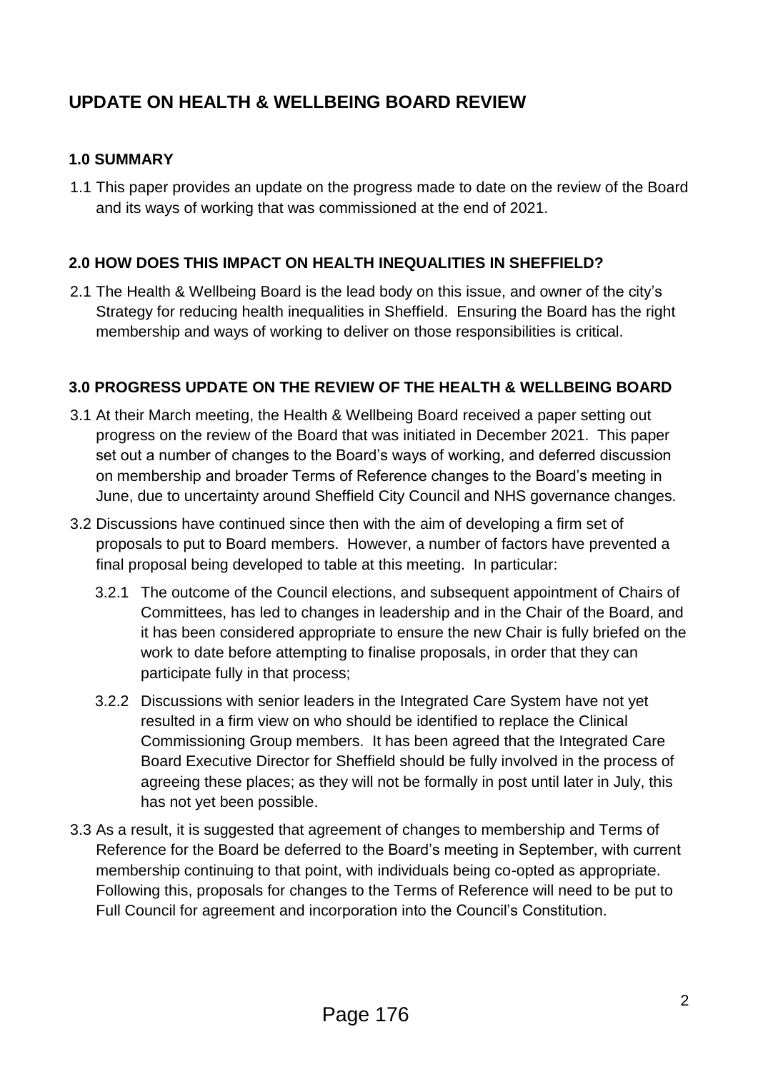# UPDATE ON HEALTH & WELLBEING BOARD REVIEW

## 1.0 SUMMARY

1.1 This paper provides an update on the progress made to date on the review of the Board and its ways of working that was commissioned at the end of 2021.

## 2.0 HOW DOES THIS IMPACT ON HEALTH INEQUALITIES IN SHEFFIELD?

2.1 The Health & Wellbeing Board is the lead body on this issue, and owner of the city's Strategy for reducing health inequalities in Sheffield. Ensuring the Board has the right membership and ways of working to deliver on those responsibilities is critical.

## 3.0 PROGRESS UPDATE ON THE REVIEW OF THE HEALTH & WELLBEING BOARD

3.1 At their March meeting, the Health & Wellbeing Board received a paper setting out progress on the review of the Board that was initiated in December 2021. This paper set out a number of changes to the Board's ways of working, and deferred discussion on membership and broader Terms of Reference changes to the Board's meeting in June, due to uncertainty around Sheffield City Council and NHS governance changes.

3.2 Discussions have continued since then with the aim of developing a firm set of proposals to put to Board members. However, a number of factors have prevented a final proposal being developed to table at this meeting. In particular:

3.2.1 The outcome of the Council elections, and subsequent appointment of Chairs of Committees, has led to changes in leadership and in the Chair of the Board, and it has been considered appropriate to ensure the new Chair is fully briefed on the work to date before attempting to finalise proposals, in order that they can participate fully in that process;

3.2.2 Discussions with senior leaders in the Integrated Care System have not yet resulted in a firm view on who should be identified to replace the Clinical Commissioning Group members. It has been agreed that the Integrated Care Board Executive Director for Sheffield should be fully involved in the process of agreeing these places; as they will not be formally in post until later in July, this has not yet been possible.

3.3 As a result, it is suggested that agreement of changes to membership and Terms of Reference for the Board be deferred to the Board's meeting in September, with current membership continuing to that point, with individuals being co-opted as appropriate. Following this, proposals for changes to the Terms of Reference will need to be put to Full Council for agreement and incorporation into the Council's Constitution.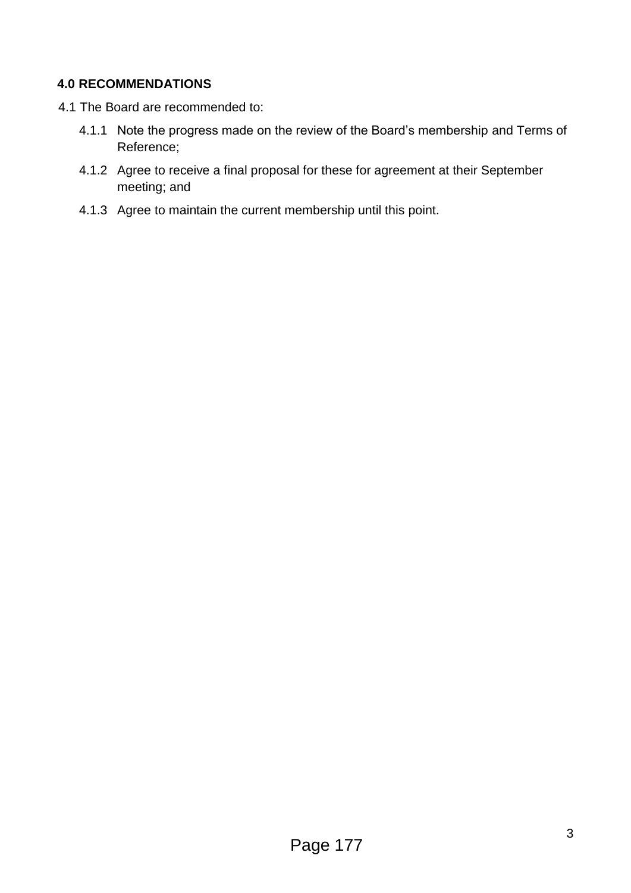**4.0 RECOMMENDATIONS**

4.1 The Board are recommended to:

4.1.1 Note the progress made on the review of the Board's membership and Terms of Reference;

4.1.2 Agree to receive a final proposal for these for agreement at their September meeting; and

4.1.3 Agree to maintain the current membership until this point.